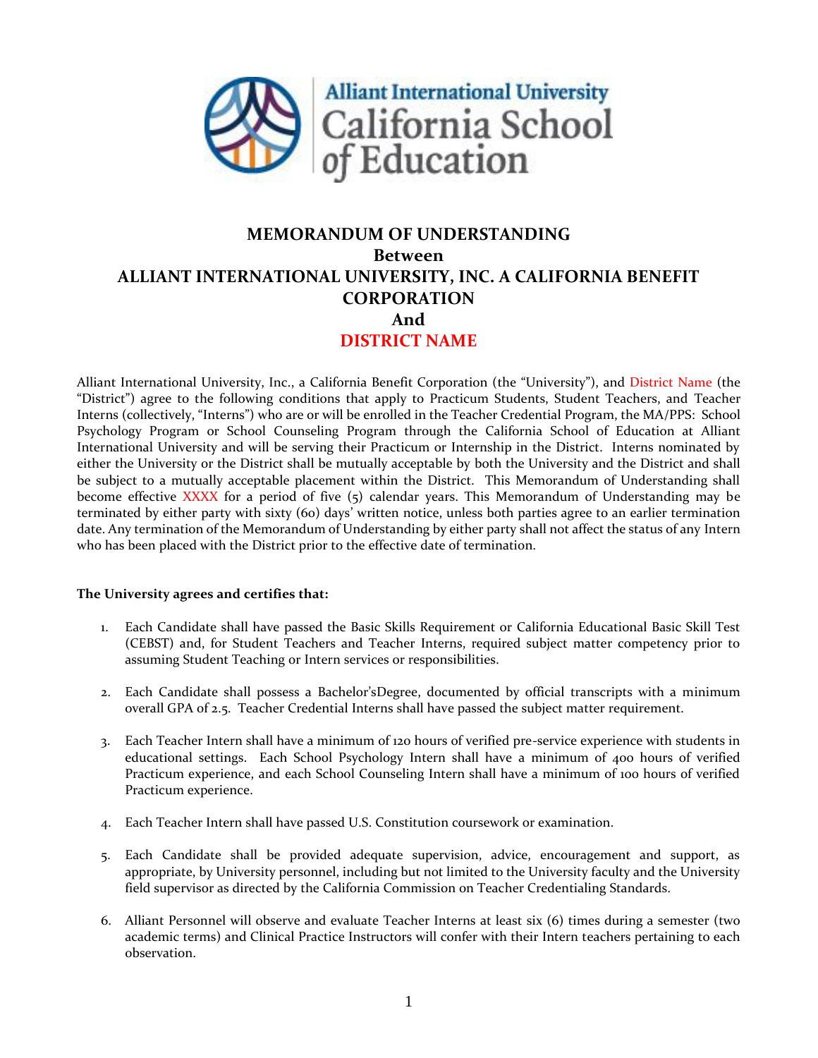# MEMORANDUM OF UNDERSTANDING

## Between

## ALLIANT INTERNATIONAL UNIVERSITY, INC. A CALIFORNIA BENEFIT CORPORATION

## And

## DISTRICT NAME

Alliant International University, Inc., a California Benefit Corporation (the "University"), and District Name (the "District") agree to the following conditions that apply to Practicum Students, Student Teachers, and Teacher Interns (collectively, "Interns") who are or will be enrolled in the Teacher Credential Program, the MA/PPS: School Psychology Program or School Counseling Program through the California School of Education at Alliant International University and will be serving their Practicum or Internship in the District. Interns nominated by either the University or the District shall be mutually acceptable by both the University and the District and shall be subject to a mutually acceptable placement within the District. This Memorandum of Understanding shall become effective XXXX for a period of five (5) calendar years. This Memorandum of Understanding may be terminated by either party with sixty (60) days' written notice, unless both parties agree to an earlier termination date. Any termination of the Memorandum of Understanding by either party shall not affect the status of any Intern who has been placed with the District prior to the effective date of termination.

**The University agrees and certifies that:**

1. Each Candidate shall have passed the Basic Skills Requirement or California Educational Basic Skill Test (CEBST) and, for Student Teachers and Teacher Interns, required subject matter competency prior to assuming Student Teaching or Intern services or responsibilities.

2. Each Candidate shall possess a Bachelor'sDegree, documented by official transcripts with a minimum overall GPA of 2.5. Teacher Credential Interns shall have passed the subject matter requirement.

3. Each Teacher Intern shall have a minimum of 120 hours of verified pre-service experience with students in educational settings. Each School Psychology Intern shall have a minimum of 400 hours of verified Practicum experience, and each School Counseling Intern shall have a minimum of 100 hours of verified Practicum experience.

4. Each Teacher Intern shall have passed U.S. Constitution coursework or examination.

5. Each Candidate shall be provided adequate supervision, advice, encouragement and support, as appropriate, by University personnel, including but not limited to the University faculty and the University field supervisor as directed by the California Commission on Teacher Credentialing Standards.

6. Alliant Personnel will observe and evaluate Teacher Interns at least six (6) times during a semester (two academic terms) and Clinical Practice Instructors will confer with their Intern teachers pertaining to each observation.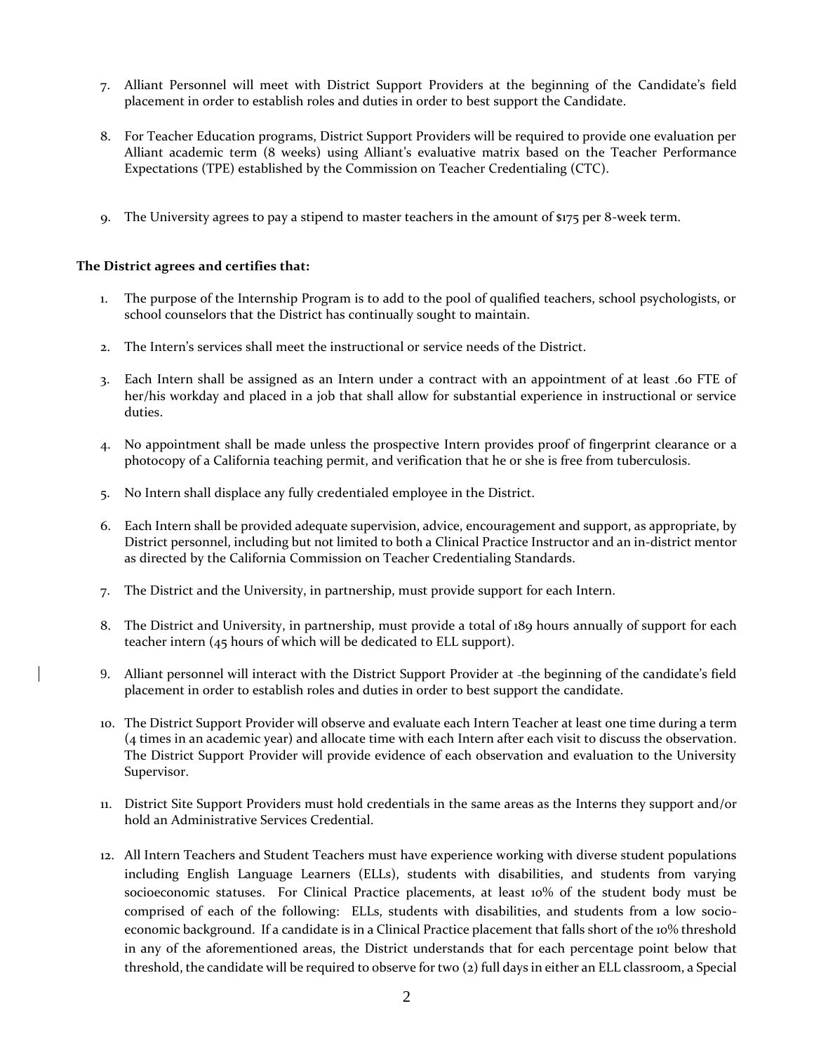7. Alliant Personnel will meet with District Support Providers at the beginning of the Candidate's field placement in order to establish roles and duties in order to best support the Candidate.

8. For Teacher Education programs, District Support Providers will be required to provide one evaluation per Alliant academic term (8 weeks) using Alliant's evaluative matrix based on the Teacher Performance Expectations (TPE) established by the Commission on Teacher Credentialing (CTC).

9. The University agrees to pay a stipend to master teachers in the amount of $175 per 8-week term.

**The District agrees and certifies that:**

1. The purpose of the Internship Program is to add to the pool of qualified teachers, school psychologists, or school counselors that the District has continually sought to maintain.

2. The Intern's services shall meet the instructional or service needs of the District.

3. Each Intern shall be assigned as an Intern under a contract with an appointment of at least .60 FTE of her/his workday and placed in a job that shall allow for substantial experience in instructional or service duties.

4. No appointment shall be made unless the prospective Intern provides proof of fingerprint clearance or a photocopy of a California teaching permit, and verification that he or she is free from tuberculosis.

5. No Intern shall displace any fully credentialed employee in the District.

6. Each Intern shall be provided adequate supervision, advice, encouragement and support, as appropriate, by District personnel, including but not limited to both a Clinical Practice Instructor and an in-district mentor as directed by the California Commission on Teacher Credentialing Standards.

7. The District and the University, in partnership, must provide support for each Intern.

8. The District and University, in partnership, must provide a total of 189 hours annually of support for each teacher intern (45 hours of which will be dedicated to ELL support).

9. Alliant personnel will interact with the District Support Provider at the beginning of the candidate's field placement in order to establish roles and duties in order to best support the candidate.

10. The District Support Provider will observe and evaluate each Intern Teacher at least one time during a term (4 times in an academic year) and allocate time with each Intern after each visit to discuss the observation. The District Support Provider will provide evidence of each observation and evaluation to the University Supervisor.

11. District Site Support Providers must hold credentials in the same areas as the Interns they support and/or hold an Administrative Services Credential.

12. All Intern Teachers and Student Teachers must have experience working with diverse student populations including English Language Learners (ELLs), students with disabilities, and students from varying socioeconomic statuses. For Clinical Practice placements, at least 10% of the student body must be comprised of each of the following: ELLs, students with disabilities, and students from a low socio-economic background. If a candidate is in a Clinical Practice placement that falls short of the 10% threshold in any of the aforementioned areas, the District understands that for each percentage point below that threshold, the candidate will be required to observe for two (2) full days in either an ELL classroom, a Special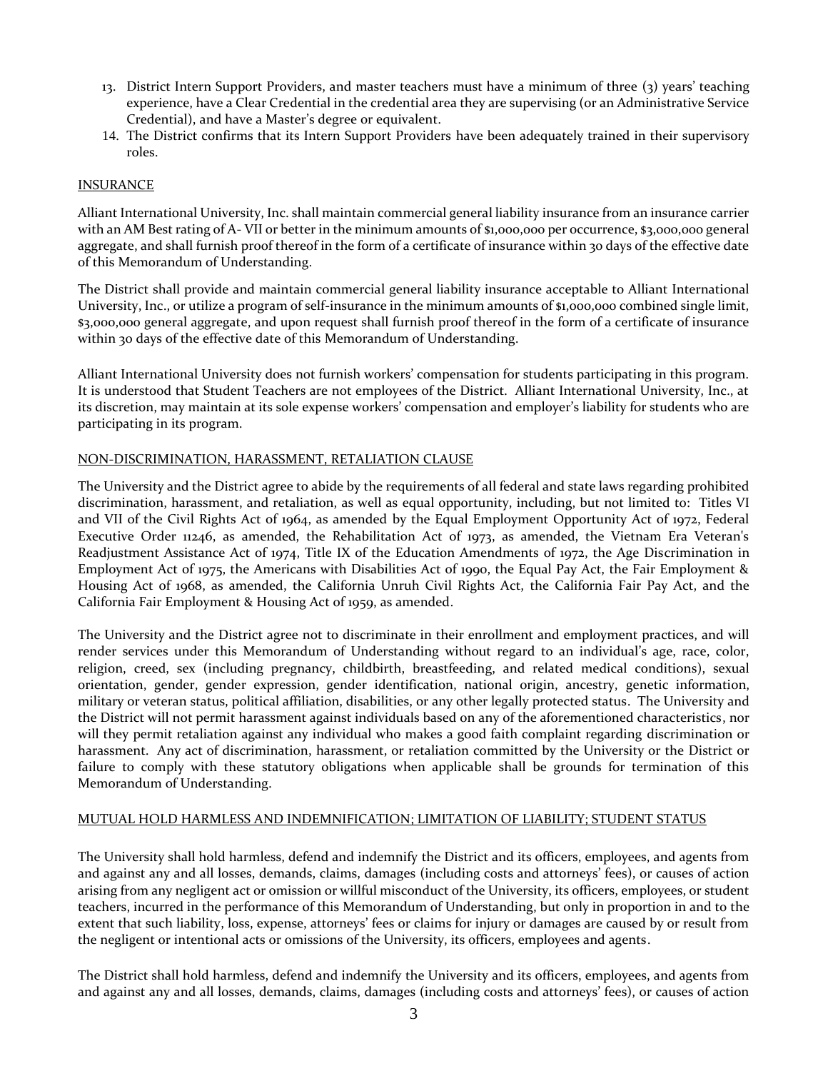13. District Intern Support Providers, and master teachers must have a minimum of three (3) years' teaching experience, have a Clear Credential in the credential area they are supervising (or an Administrative Service Credential), and have a Master's degree or equivalent.
14. The District confirms that its Intern Support Providers have been adequately trained in their supervisory roles.

## INSURANCE

Alliant International University, Inc. shall maintain commercial general liability insurance from an insurance carrier with an AM Best rating of A- VII or better in the minimum amounts of $1,000,000 per occurrence, $3,000,000 general aggregate, and shall furnish proof thereof in the form of a certificate of insurance within 30 days of the effective date of this Memorandum of Understanding.

The District shall provide and maintain commercial general liability insurance acceptable to Alliant International University, Inc., or utilize a program of self-insurance in the minimum amounts of $1,000,000 combined single limit, $3,000,000 general aggregate, and upon request shall furnish proof thereof in the form of a certificate of insurance within 30 days of the effective date of this Memorandum of Understanding.

Alliant International University does not furnish workers' compensation for students participating in this program. It is understood that Student Teachers are not employees of the District. Alliant International University, Inc., at its discretion, may maintain at its sole expense workers' compensation and employer's liability for students who are participating in its program.

## NON-DISCRIMINATION, HARASSMENT, RETALIATION CLAUSE

The University and the District agree to abide by the requirements of all federal and state laws regarding prohibited discrimination, harassment, and retaliation, as well as equal opportunity, including, but not limited to: Titles VI and VII of the Civil Rights Act of 1964, as amended by the Equal Employment Opportunity Act of 1972, Federal Executive Order 11246, as amended, the Rehabilitation Act of 1973, as amended, the Vietnam Era Veteran's Readjustment Assistance Act of 1974, Title IX of the Education Amendments of 1972, the Age Discrimination in Employment Act of 1975, the Americans with Disabilities Act of 1990, the Equal Pay Act, the Fair Employment & Housing Act of 1968, as amended, the California Unruh Civil Rights Act, the California Fair Pay Act, and the California Fair Employment & Housing Act of 1959, as amended.

The University and the District agree not to discriminate in their enrollment and employment practices, and will render services under this Memorandum of Understanding without regard to an individual's age, race, color, religion, creed, sex (including pregnancy, childbirth, breastfeeding, and related medical conditions), sexual orientation, gender, gender expression, gender identification, national origin, ancestry, genetic information, military or veteran status, political affiliation, disabilities, or any other legally protected status. The University and the District will not permit harassment against individuals based on any of the aforementioned characteristics, nor will they permit retaliation against any individual who makes a good faith complaint regarding discrimination or harassment. Any act of discrimination, harassment, or retaliation committed by the University or the District or failure to comply with these statutory obligations when applicable shall be grounds for termination of this Memorandum of Understanding.

## MUTUAL HOLD HARMLESS AND INDEMNIFICATION; LIMITATION OF LIABILITY; STUDENT STATUS

The University shall hold harmless, defend and indemnify the District and its officers, employees, and agents from and against any and all losses, demands, claims, damages (including costs and attorneys' fees), or causes of action arising from any negligent act or omission or willful misconduct of the University, its officers, employees, or student teachers, incurred in the performance of this Memorandum of Understanding, but only in proportion in and to the extent that such liability, loss, expense, attorneys' fees or claims for injury or damages are caused by or result from the negligent or intentional acts or omissions of the University, its officers, employees and agents.

The District shall hold harmless, defend and indemnify the University and its officers, employees, and agents from and against any and all losses, demands, claims, damages (including costs and attorneys' fees), or causes of action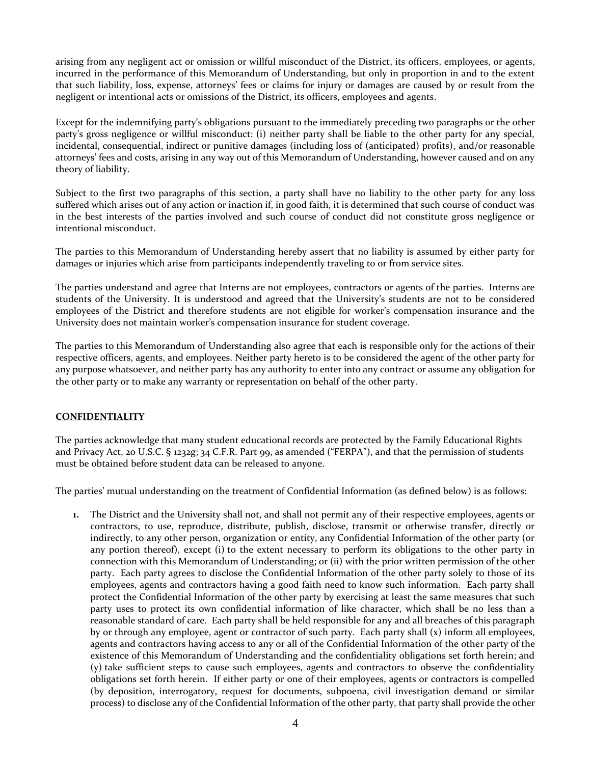arising from any negligent act or omission or willful misconduct of the District, its officers, employees, or agents, incurred in the performance of this Memorandum of Understanding, but only in proportion in and to the extent that such liability, loss, expense, attorneys' fees or claims for injury or damages are caused by or result from the negligent or intentional acts or omissions of the District, its officers, employees and agents.

Except for the indemnifying party's obligations pursuant to the immediately preceding two paragraphs or the other party's gross negligence or willful misconduct: (i) neither party shall be liable to the other party for any special, incidental, consequential, indirect or punitive damages (including loss of (anticipated) profits), and/or reasonable attorneys' fees and costs, arising in any way out of this Memorandum of Understanding, however caused and on any theory of liability.

Subject to the first two paragraphs of this section, a party shall have no liability to the other party for any loss suffered which arises out of any action or inaction if, in good faith, it is determined that such course of conduct was in the best interests of the parties involved and such course of conduct did not constitute gross negligence or intentional misconduct.

The parties to this Memorandum of Understanding hereby assert that no liability is assumed by either party for damages or injuries which arise from participants independently traveling to or from service sites.

The parties understand and agree that Interns are not employees, contractors or agents of the parties. Interns are students of the University. It is understood and agreed that the University's students are not to be considered employees of the District and therefore students are not eligible for worker's compensation insurance and the University does not maintain worker's compensation insurance for student coverage.

The parties to this Memorandum of Understanding also agree that each is responsible only for the actions of their respective officers, agents, and employees. Neither party hereto is to be considered the agent of the other party for any purpose whatsoever, and neither party has any authority to enter into any contract or assume any obligation for the other party or to make any warranty or representation on behalf of the other party.

**CONFIDENTIALITY**

The parties acknowledge that many student educational records are protected by the Family Educational Rights and Privacy Act, 20 U.S.C. § 1232g; 34 C.F.R. Part 99, as amended ("FERPA"), and that the permission of students must be obtained before student data can be released to anyone.

The parties' mutual understanding on the treatment of Confidential Information (as defined below) is as follows:

1. The District and the University shall not, and shall not permit any of their respective employees, agents or contractors, to use, reproduce, distribute, publish, disclose, transmit or otherwise transfer, directly or indirectly, to any other person, organization or entity, any Confidential Information of the other party (or any portion thereof), except (i) to the extent necessary to perform its obligations to the other party in connection with this Memorandum of Understanding; or (ii) with the prior written permission of the other party. Each party agrees to disclose the Confidential Information of the other party solely to those of its employees, agents and contractors having a good faith need to know such information. Each party shall protect the Confidential Information of the other party by exercising at least the same measures that such party uses to protect its own confidential information of like character, which shall be no less than a reasonable standard of care. Each party shall be held responsible for any and all breaches of this paragraph by or through any employee, agent or contractor of such party. Each party shall (x) inform all employees, agents and contractors having access to any or all of the Confidential Information of the other party of the existence of this Memorandum of Understanding and the confidentiality obligations set forth herein; and (y) take sufficient steps to cause such employees, agents and contractors to observe the confidentiality obligations set forth herein. If either party or one of their employees, agents or contractors is compelled (by deposition, interrogatory, request for documents, subpoena, civil investigation demand or similar process) to disclose any of the Confidential Information of the other party, that party shall provide the other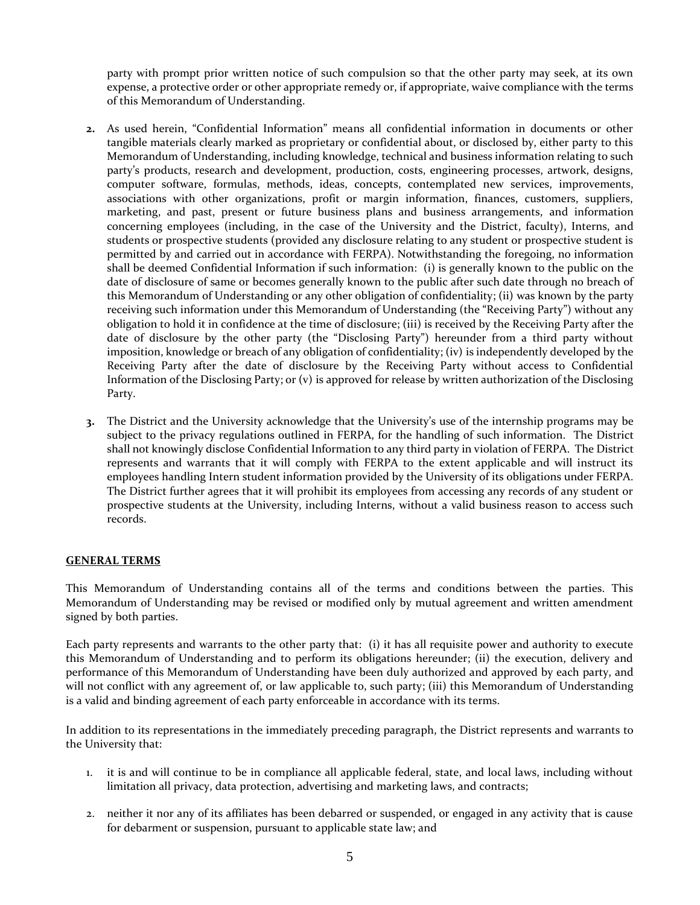party with prompt prior written notice of such compulsion so that the other party may seek, at its own expense, a protective order or other appropriate remedy or, if appropriate, waive compliance with the terms of this Memorandum of Understanding.

2. As used herein, "Confidential Information" means all confidential information in documents or other tangible materials clearly marked as proprietary or confidential about, or disclosed by, either party to this Memorandum of Understanding, including knowledge, technical and business information relating to such party's products, research and development, production, costs, engineering processes, artwork, designs, computer software, formulas, methods, ideas, concepts, contemplated new services, improvements, associations with other organizations, profit or margin information, finances, customers, suppliers, marketing, and past, present or future business plans and business arrangements, and information concerning employees (including, in the case of the University and the District, faculty), Interns, and students or prospective students (provided any disclosure relating to any student or prospective student is permitted by and carried out in accordance with FERPA). Notwithstanding the foregoing, no information shall be deemed Confidential Information if such information: (i) is generally known to the public on the date of disclosure of same or becomes generally known to the public after such date through no breach of this Memorandum of Understanding or any other obligation of confidentiality; (ii) was known by the party receiving such information under this Memorandum of Understanding (the "Receiving Party") without any obligation to hold it in confidence at the time of disclosure; (iii) is received by the Receiving Party after the date of disclosure by the other party (the "Disclosing Party") hereunder from a third party without imposition, knowledge or breach of any obligation of confidentiality; (iv) is independently developed by the Receiving Party after the date of disclosure by the Receiving Party without access to Confidential Information of the Disclosing Party; or (v) is approved for release by written authorization of the Disclosing Party.

3. The District and the University acknowledge that the University's use of the internship programs may be subject to the privacy regulations outlined in FERPA, for the handling of such information. The District shall not knowingly disclose Confidential Information to any third party in violation of FERPA. The District represents and warrants that it will comply with FERPA to the extent applicable and will instruct its employees handling Intern student information provided by the University of its obligations under FERPA. The District further agrees that it will prohibit its employees from accessing any records of any student or prospective students at the University, including Interns, without a valid business reason to access such records.

**GENERAL TERMS**

This Memorandum of Understanding contains all of the terms and conditions between the parties. This Memorandum of Understanding may be revised or modified only by mutual agreement and written amendment signed by both parties.

Each party represents and warrants to the other party that: (i) it has all requisite power and authority to execute this Memorandum of Understanding and to perform its obligations hereunder; (ii) the execution, delivery and performance of this Memorandum of Understanding have been duly authorized and approved by each party, and will not conflict with any agreement of, or law applicable to, such party; (iii) this Memorandum of Understanding is a valid and binding agreement of each party enforceable in accordance with its terms.

In addition to its representations in the immediately preceding paragraph, the District represents and warrants to the University that:

1. it is and will continue to be in compliance all applicable federal, state, and local laws, including without limitation all privacy, data protection, advertising and marketing laws, and contracts;

2. neither it nor any of its affiliates has been debarred or suspended, or engaged in any activity that is cause for debarment or suspension, pursuant to applicable state law; and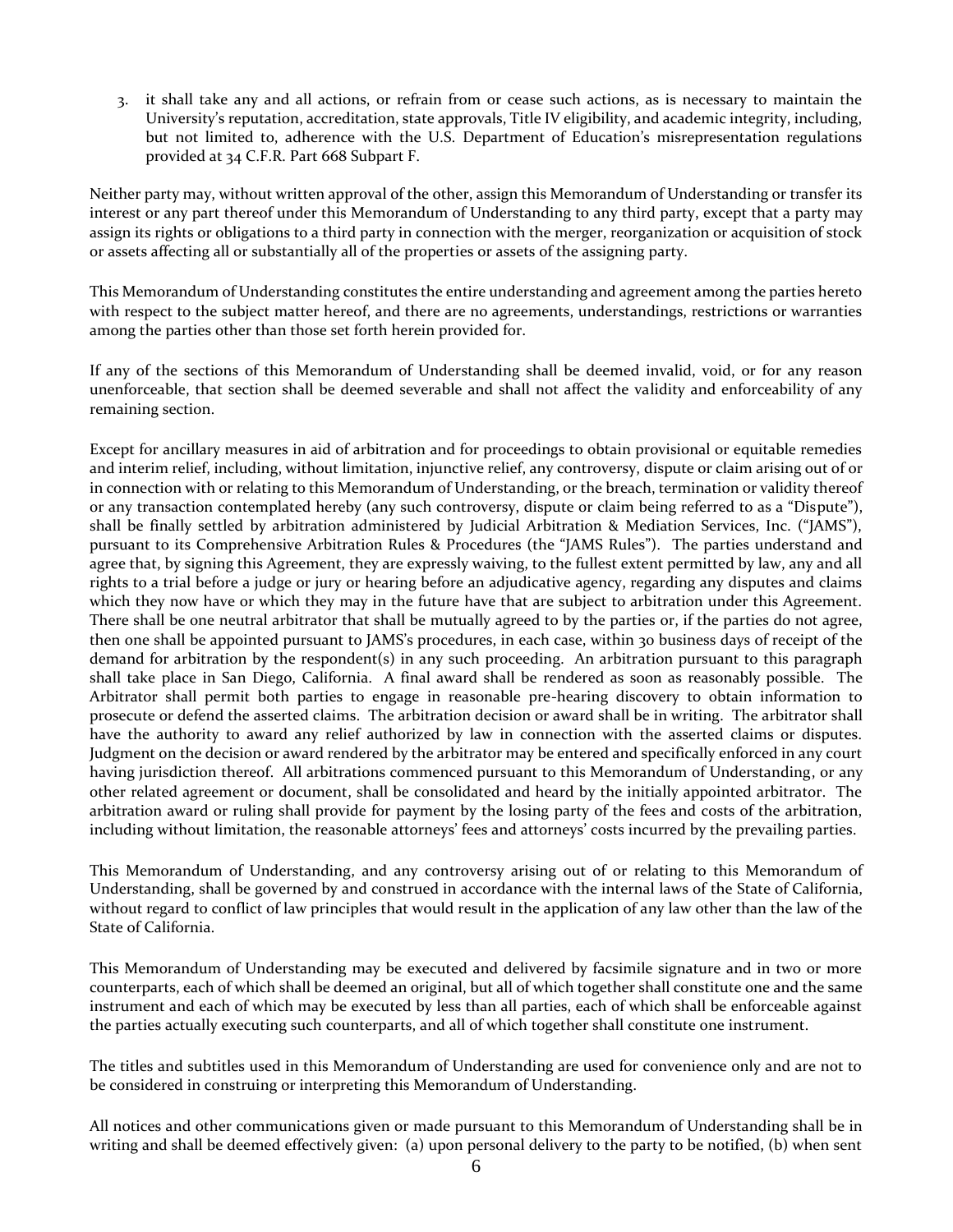3. it shall take any and all actions, or refrain from or cease such actions, as is necessary to maintain the University's reputation, accreditation, state approvals, Title IV eligibility, and academic integrity, including, but not limited to, adherence with the U.S. Department of Education's misrepresentation regulations provided at 34 C.F.R. Part 668 Subpart F.

Neither party may, without written approval of the other, assign this Memorandum of Understanding or transfer its interest or any part thereof under this Memorandum of Understanding to any third party, except that a party may assign its rights or obligations to a third party in connection with the merger, reorganization or acquisition of stock or assets affecting all or substantially all of the properties or assets of the assigning party.

This Memorandum of Understanding constitutes the entire understanding and agreement among the parties hereto with respect to the subject matter hereof, and there are no agreements, understandings, restrictions or warranties among the parties other than those set forth herein provided for.

If any of the sections of this Memorandum of Understanding shall be deemed invalid, void, or for any reason unenforceable, that section shall be deemed severable and shall not affect the validity and enforceability of any remaining section.

Except for ancillary measures in aid of arbitration and for proceedings to obtain provisional or equitable remedies and interim relief, including, without limitation, injunctive relief, any controversy, dispute or claim arising out of or in connection with or relating to this Memorandum of Understanding, or the breach, termination or validity thereof or any transaction contemplated hereby (any such controversy, dispute or claim being referred to as a "Dispute"), shall be finally settled by arbitration administered by Judicial Arbitration & Mediation Services, Inc. ("JAMS"), pursuant to its Comprehensive Arbitration Rules & Procedures (the "JAMS Rules"). The parties understand and agree that, by signing this Agreement, they are expressly waiving, to the fullest extent permitted by law, any and all rights to a trial before a judge or jury or hearing before an adjudicative agency, regarding any disputes and claims which they now have or which they may in the future have that are subject to arbitration under this Agreement. There shall be one neutral arbitrator that shall be mutually agreed to by the parties or, if the parties do not agree, then one shall be appointed pursuant to JAMS's procedures, in each case, within 30 business days of receipt of the demand for arbitration by the respondent(s) in any such proceeding. An arbitration pursuant to this paragraph shall take place in San Diego, California. A final award shall be rendered as soon as reasonably possible. The Arbitrator shall permit both parties to engage in reasonable pre-hearing discovery to obtain information to prosecute or defend the asserted claims. The arbitration decision or award shall be in writing. The arbitrator shall have the authority to award any relief authorized by law in connection with the asserted claims or disputes. Judgment on the decision or award rendered by the arbitrator may be entered and specifically enforced in any court having jurisdiction thereof. All arbitrations commenced pursuant to this Memorandum of Understanding, or any other related agreement or document, shall be consolidated and heard by the initially appointed arbitrator. The arbitration award or ruling shall provide for payment by the losing party of the fees and costs of the arbitration, including without limitation, the reasonable attorneys' fees and attorneys' costs incurred by the prevailing parties.

This Memorandum of Understanding, and any controversy arising out of or relating to this Memorandum of Understanding, shall be governed by and construed in accordance with the internal laws of the State of California, without regard to conflict of law principles that would result in the application of any law other than the law of the State of California.

This Memorandum of Understanding may be executed and delivered by facsimile signature and in two or more counterparts, each of which shall be deemed an original, but all of which together shall constitute one and the same instrument and each of which may be executed by less than all parties, each of which shall be enforceable against the parties actually executing such counterparts, and all of which together shall constitute one instrument.

The titles and subtitles used in this Memorandum of Understanding are used for convenience only and are not to be considered in construing or interpreting this Memorandum of Understanding.

All notices and other communications given or made pursuant to this Memorandum of Understanding shall be in writing and shall be deemed effectively given: (a) upon personal delivery to the party to be notified, (b) when sent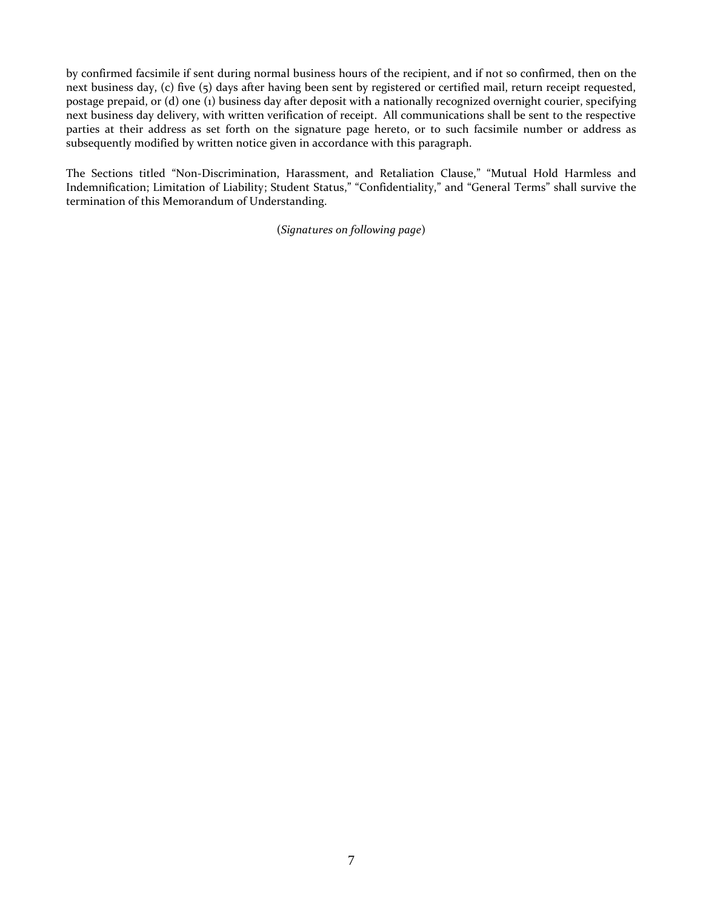by confirmed facsimile if sent during normal business hours of the recipient, and if not so confirmed, then on the next business day, (c) five (5) days after having been sent by registered or certified mail, return receipt requested, postage prepaid, or (d) one (1) business day after deposit with a nationally recognized overnight courier, specifying next business day delivery, with written verification of receipt. All communications shall be sent to the respective parties at their address as set forth on the signature page hereto, or to such facsimile number or address as subsequently modified by written notice given in accordance with this paragraph.

The Sections titled "Non-Discrimination, Harassment, and Retaliation Clause," "Mutual Hold Harmless and Indemnification; Limitation of Liability; Student Status," "Confidentiality," and "General Terms" shall survive the termination of this Memorandum of Understanding.

(*Signatures on following page*)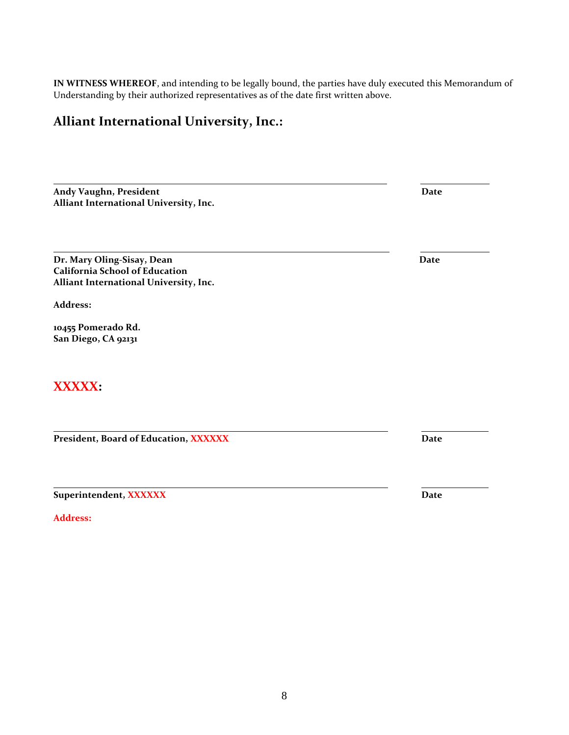**IN WITNESS WHEREOF**, and intending to be legally bound, the parties have duly executed this Memorandum of Understanding by their authorized representatives as of the date first written above.

## Alliant International University, Inc.:

\_\_\_\_\_\_\_\_\_\_\_\_\_\_\_\_\_\_\_\_\_\_\_\_\_\_\_\_\_\_\_\_\_\_\_\_\_\_\_\_ \_\_\_\_\_\_\_\_\_\_\_\_

**Andy Vaughn, President** **Date**
**Alliant International University, Inc.**

\_\_\_\_\_\_\_\_\_\_\_\_\_\_\_\_\_\_\_\_\_\_\_\_\_\_\_\_\_\_\_\_\_\_\_\_\_\_\_\_ \_\_\_\_\_\_\_\_\_\_\_\_

**Dr. Mary Oling-Sisay, Dean** **Date**
**California School of Education**
**Alliant International University, Inc.**

**Address:**

**10455 Pomerado Rd.**
**San Diego, CA 92131**

## XXXXX:

\_\_\_\_\_\_\_\_\_\_\_\_\_\_\_\_\_\_\_\_\_\_\_\_\_\_\_\_\_\_\_\_\_\_\_\_\_\_\_\_ \_\_\_\_\_\_\_\_\_\_\_\_

**President, Board of Education, XXXXXX** **Date**

\_\_\_\_\_\_\_\_\_\_\_\_\_\_\_\_\_\_\_\_\_\_\_\_\_\_\_\_\_\_\_\_\_\_\_\_\_\_\_\_ \_\_\_\_\_\_\_\_\_\_\_\_

**Superintendent, XXXXXX** **Date**

**Address:**